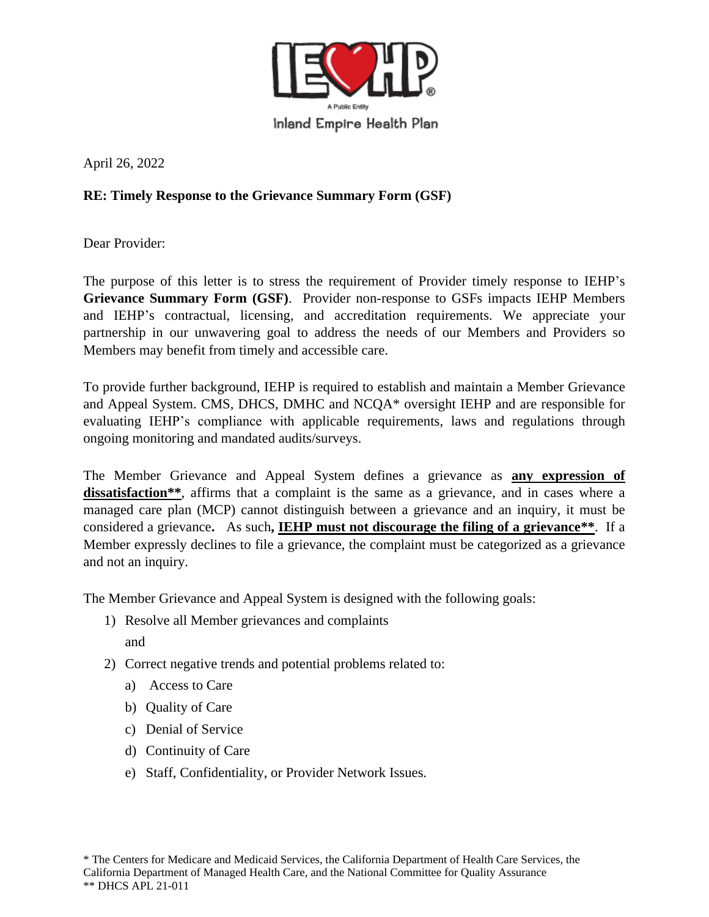IEHP

A Public Entity

Inland Empire Health Plan

April 26, 2022

**RE: Timely Response to the Grievance Summary Form (GSF)**

Dear Provider:

The purpose of this letter is to stress the requirement of Provider timely response to IEHP's **Grievance Summary Form (GSF)**. Provider non-response to GSFs impacts IEHP Members and IEHP's contractual, licensing, and accreditation requirements. We appreciate your partnership in our unwavering goal to address the needs of our Members and Providers so Members may benefit from timely and accessible care.

To provide further background, IEHP is required to establish and maintain a Member Grievance and Appeal System. CMS, DHCS, DMHC and NCQA* oversight IEHP and are responsible for evaluating IEHP's compliance with applicable requirements, laws and regulations through ongoing monitoring and mandated audits/surveys.

The Member Grievance and Appeal System defines a grievance as **<u>any expression of dissatisfaction**</u>**, affirms that a complaint is the same as a grievance, and in cases where a managed care plan (MCP) cannot distinguish between a grievance and an inquiry, it must be considered a grievance**.** As such**, <u>IEHP must not discourage the filing of a grievance**</u>**. If a Member expressly declines to file a grievance, the complaint must be categorized as a grievance and not an inquiry.

The Member Grievance and Appeal System is designed with the following goals:

1) Resolve all Member grievances and complaints

   and

2) Correct negative trends and potential problems related to:
   a) Access to Care
   b) Quality of Care
   c) Denial of Service
   d) Continuity of Care
   e) Staff, Confidentiality, or Provider Network Issues.

* The Centers for Medicare and Medicaid Services, the California Department of Health Care Services, the California Department of Managed Health Care, and the National Committee for Quality Assurance

** DHCS APL 21-011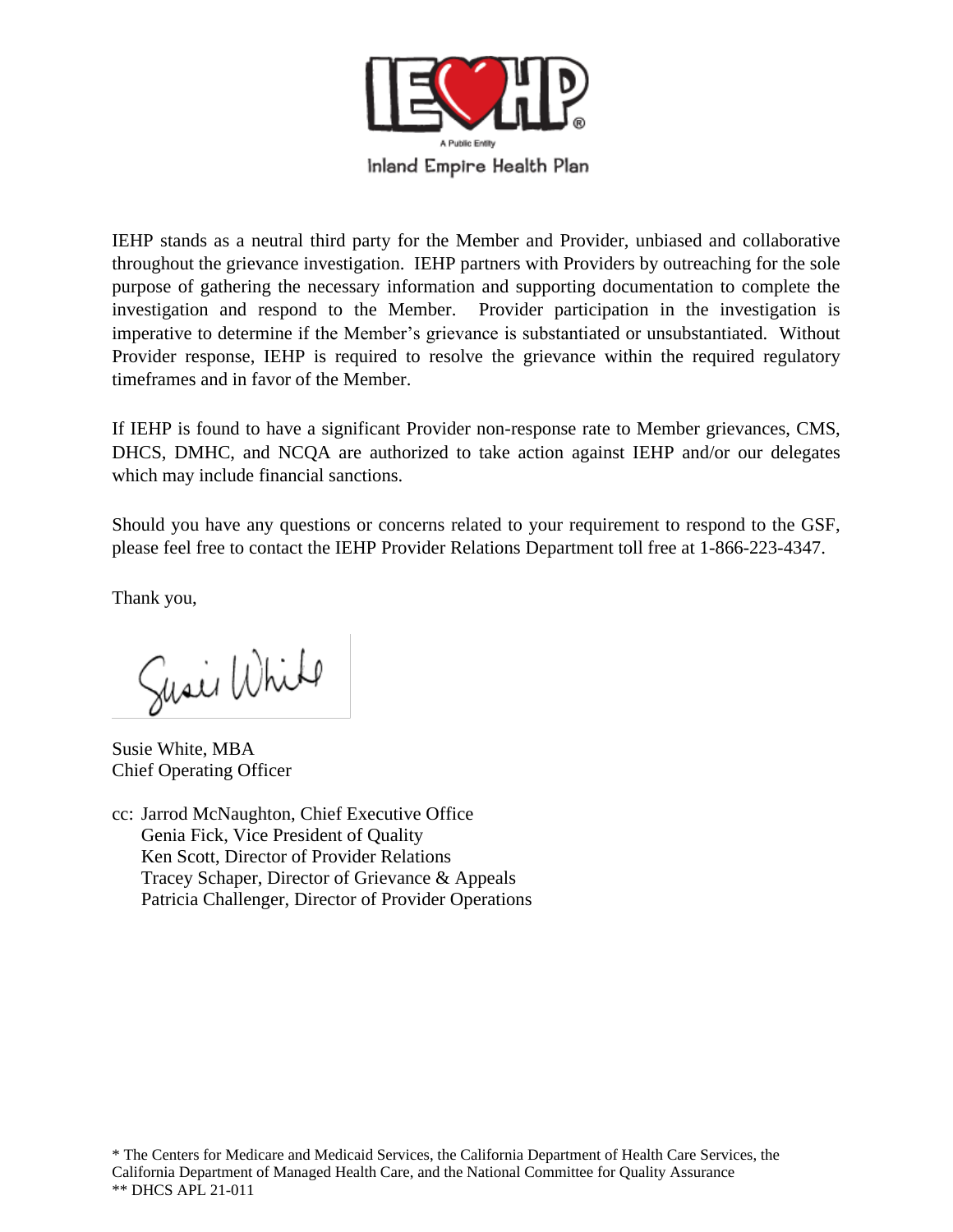IEHP

A Public Entity

Inland Empire Health Plan

IEHP stands as a neutral third party for the Member and Provider, unbiased and collaborative throughout the grievance investigation. IEHP partners with Providers by outreaching for the sole purpose of gathering the necessary information and supporting documentation to complete the investigation and respond to the Member. Provider participation in the investigation is imperative to determine if the Member's grievance is substantiated or unsubstantiated. Without Provider response, IEHP is required to resolve the grievance within the required regulatory timeframes and in favor of the Member.

If IEHP is found to have a significant Provider non-response rate to Member grievances, CMS, DHCS, DMHC, and NCQA are authorized to take action against IEHP and/or our delegates which may include financial sanctions.

Should you have any questions or concerns related to your requirement to respond to the GSF, please feel free to contact the IEHP Provider Relations Department toll free at 1-866-223-4347.

Thank you,

Susie White, MBA
Chief Operating Officer

cc: Jarrod McNaughton, Chief Executive Office
Genia Fick, Vice President of Quality
Ken Scott, Director of Provider Relations
Tracey Schaper, Director of Grievance & Appeals
Patricia Challenger, Director of Provider Operations

* The Centers for Medicare and Medicaid Services, the California Department of Health Care Services, the California Department of Managed Health Care, and the National Committee for Quality Assurance
** DHCS APL 21-011